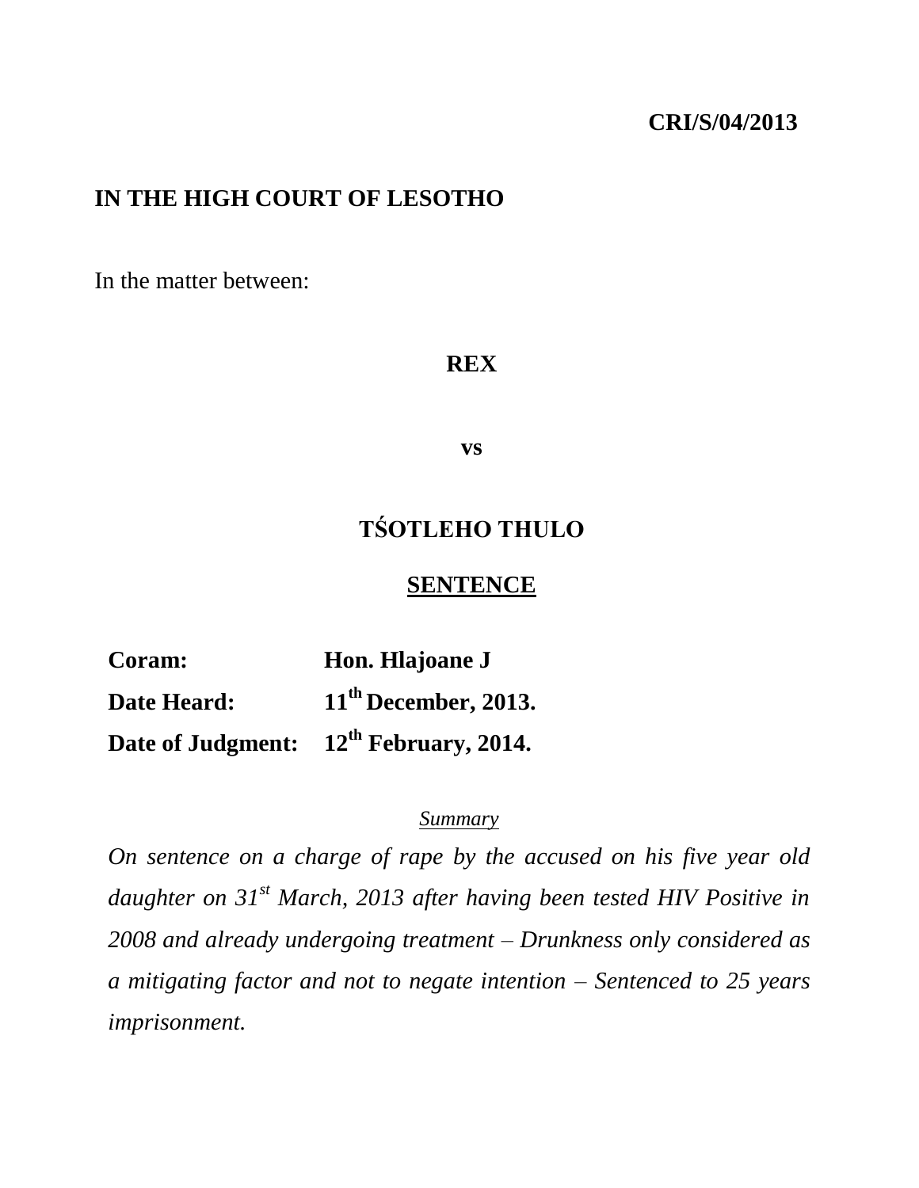**CRI/S/04/2013**

**IN THE HIGH COURT OF LESOTHO**

In the matter between:

**REX**

**vs**

**TŚOTLEHO THULO**

**<u>SENTENCE</u>**

| | |
|---|---|
| **Coram:** | **Hon. Hlajoane J** |
| **Date Heard:** | **11th December, 2013.** |
| **Date of Judgment:** | **12th February, 2014.** |

*<u>Summary</u>*

*On sentence on a charge of rape by the accused on his five year old daughter on 31st March, 2013 after having been tested HIV Positive in 2008 and already undergoing treatment – Drunkness only considered as a mitigating factor and not to negate intention – Sentenced to 25 years imprisonment.*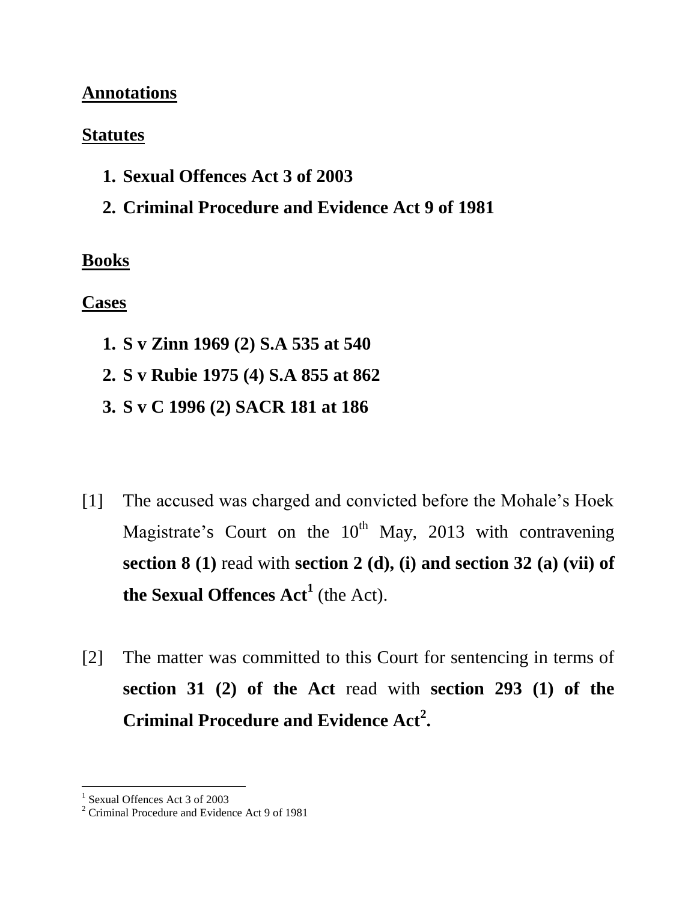## Annotations

## Statutes

1. **Sexual Offences Act 3 of 2003**
2. **Criminal Procedure and Evidence Act 9 of 1981**

## Books

## Cases

1. **S v Zinn 1969 (2) S.A 535 at 540**
2. **S v Rubie 1975 (4) S.A 855 at 862**
3. **S v C 1996 (2) SACR 181 at 186**

[1] The accused was charged and convicted before the Mohale's Hoek Magistrate's Court on the 10th May, 2013 with contravening **section 8 (1)** read with **section 2 (d), (i) and section 32 (a) (vii) of the Sexual Offences Act**[1] (the Act).

[2] The matter was committed to this Court for sentencing in terms of **section 31 (2) of the Act** read with **section 293 (1) of the Criminal Procedure and Evidence Act**[2]**.**

---

[1] Sexual Offences Act 3 of 2003

[2] Criminal Procedure and Evidence Act 9 of 1981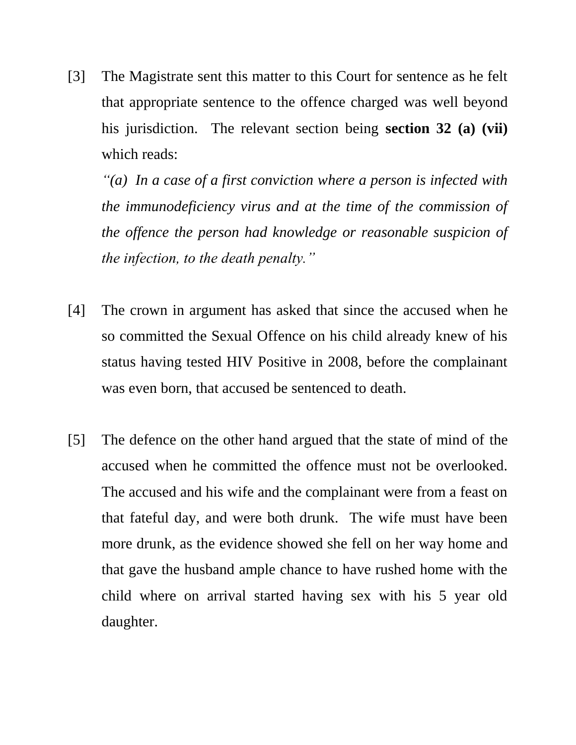[3] The Magistrate sent this matter to this Court for sentence as he felt that appropriate sentence to the offence charged was well beyond his jurisdiction. The relevant section being **section 32 (a) (vii)** which reads:

*"(a) In a case of a first conviction where a person is infected with the immunodeficiency virus and at the time of the commission of the offence the person had knowledge or reasonable suspicion of the infection, to the death penalty."*

[4] The crown in argument has asked that since the accused when he so committed the Sexual Offence on his child already knew of his status having tested HIV Positive in 2008, before the complainant was even born, that accused be sentenced to death.

[5] The defence on the other hand argued that the state of mind of the accused when he committed the offence must not be overlooked. The accused and his wife and the complainant were from a feast on that fateful day, and were both drunk. The wife must have been more drunk, as the evidence showed she fell on her way home and that gave the husband ample chance to have rushed home with the child where on arrival started having sex with his 5 year old daughter.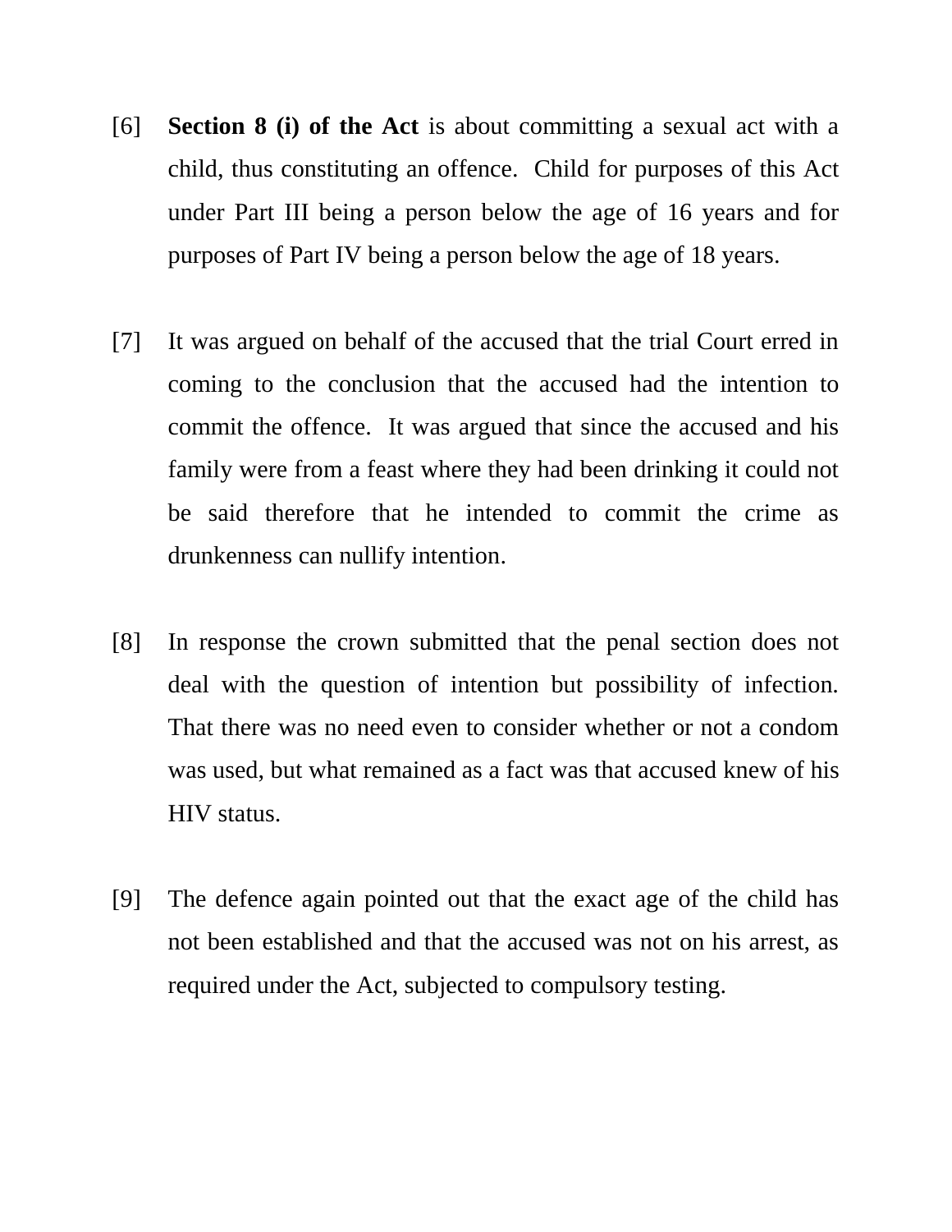[6] **Section 8 (i) of the Act** is about committing a sexual act with a child, thus constituting an offence. Child for purposes of this Act under Part III being a person below the age of 16 years and for purposes of Part IV being a person below the age of 18 years.

[7] It was argued on behalf of the accused that the trial Court erred in coming to the conclusion that the accused had the intention to commit the offence. It was argued that since the accused and his family were from a feast where they had been drinking it could not be said therefore that he intended to commit the crime as drunkenness can nullify intention.

[8] In response the crown submitted that the penal section does not deal with the question of intention but possibility of infection. That there was no need even to consider whether or not a condom was used, but what remained as a fact was that accused knew of his HIV status.

[9] The defence again pointed out that the exact age of the child has not been established and that the accused was not on his arrest, as required under the Act, subjected to compulsory testing.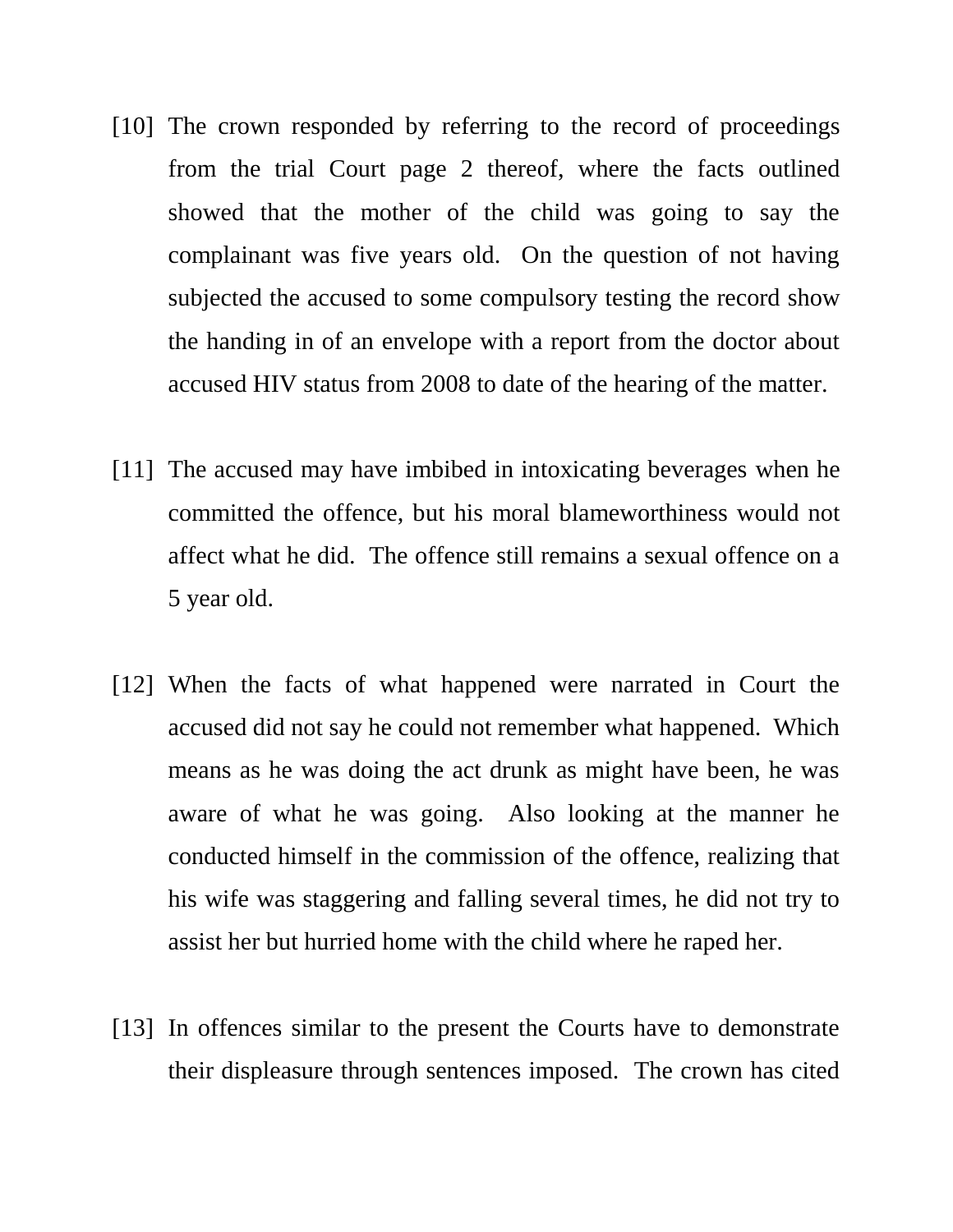[10] The crown responded by referring to the record of proceedings from the trial Court page 2 thereof, where the facts outlined showed that the mother of the child was going to say the complainant was five years old. On the question of not having subjected the accused to some compulsory testing the record show the handing in of an envelope with a report from the doctor about accused HIV status from 2008 to date of the hearing of the matter.

[11] The accused may have imbibed in intoxicating beverages when he committed the offence, but his moral blameworthiness would not affect what he did. The offence still remains a sexual offence on a 5 year old.

[12] When the facts of what happened were narrated in Court the accused did not say he could not remember what happened. Which means as he was doing the act drunk as might have been, he was aware of what he was going. Also looking at the manner he conducted himself in the commission of the offence, realizing that his wife was staggering and falling several times, he did not try to assist her but hurried home with the child where he raped her.

[13] In offences similar to the present the Courts have to demonstrate their displeasure through sentences imposed. The crown has cited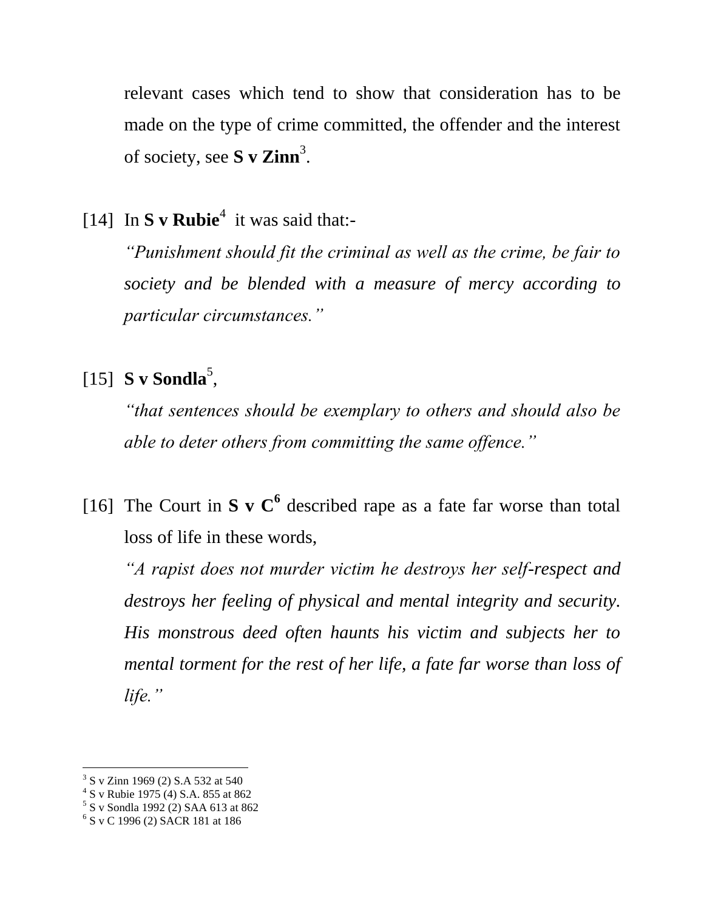relevant cases which tend to show that consideration has to be made on the type of crime committed, the offender and the interest of society, see **S v Zinn**[3].

[14] In **S v Rubie**[4] it was said that:-

*"Punishment should fit the criminal as well as the crime, be fair to society and be blended with a measure of mercy according to particular circumstances."*

[15] **S v Sondla**[5],

*"that sentences should be exemplary to others and should also be able to deter others from committing the same offence."*

[16] The Court in **S v C**[6] described rape as a fate far worse than total loss of life in these words,

*"A rapist does not murder victim he destroys her self-respect and destroys her feeling of physical and mental integrity and security. His monstrous deed often haunts his victim and subjects her to mental torment for the rest of her life, a fate far worse than loss of life."*

---

[3] S v Zinn 1969 (2) S.A 532 at 540

[4] S v Rubie 1975 (4) S.A. 855 at 862

[5] S v Sondla 1992 (2) SAA 613 at 862

[6] S v C 1996 (2) SACR 181 at 186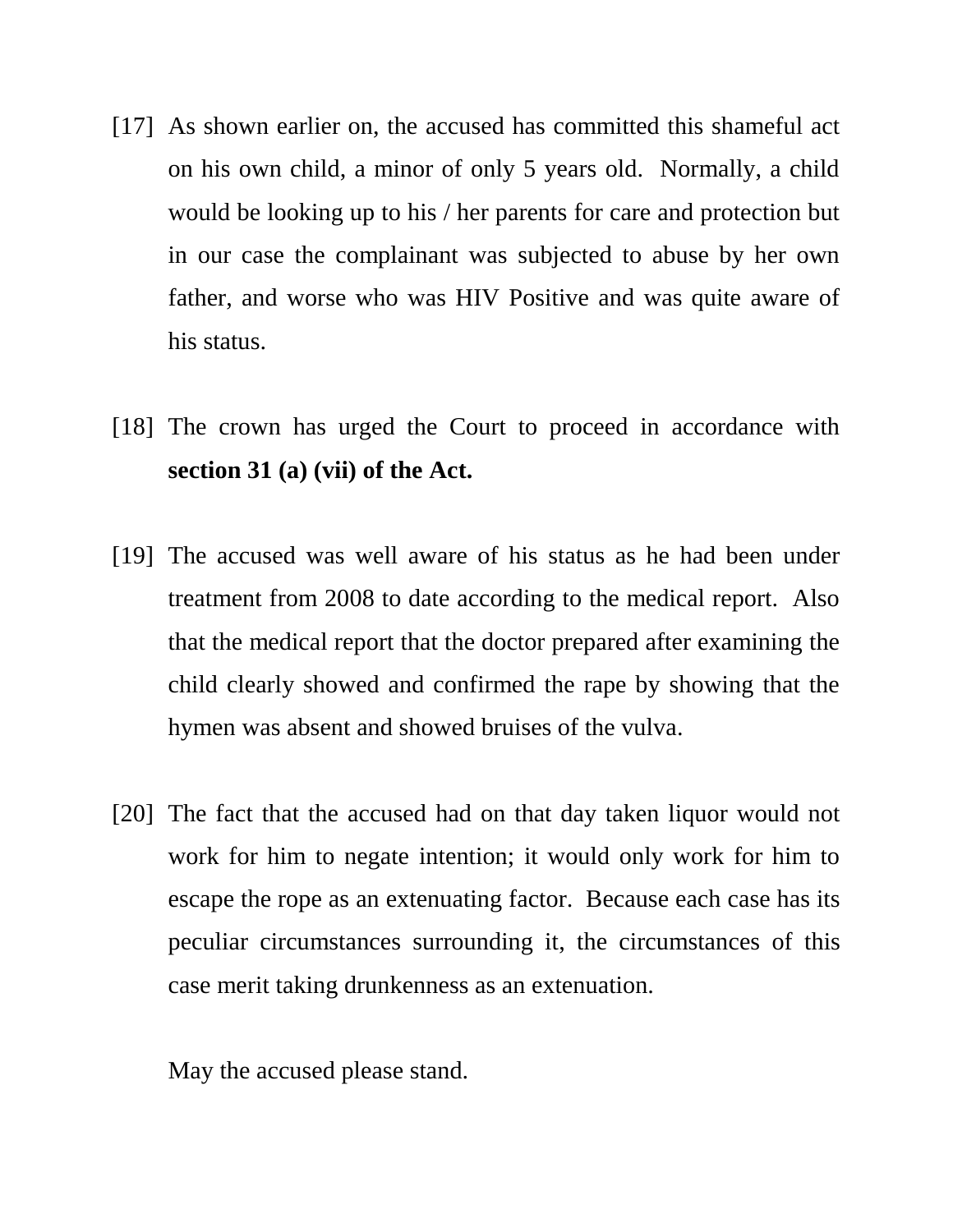[17] As shown earlier on, the accused has committed this shameful act on his own child, a minor of only 5 years old. Normally, a child would be looking up to his / her parents for care and protection but in our case the complainant was subjected to abuse by her own father, and worse who was HIV Positive and was quite aware of his status.

[18] The crown has urged the Court to proceed in accordance with **section 31 (a) (vii) of the Act.**

[19] The accused was well aware of his status as he had been under treatment from 2008 to date according to the medical report. Also that the medical report that the doctor prepared after examining the child clearly showed and confirmed the rape by showing that the hymen was absent and showed bruises of the vulva.

[20] The fact that the accused had on that day taken liquor would not work for him to negate intention; it would only work for him to escape the rope as an extenuating factor. Because each case has its peculiar circumstances surrounding it, the circumstances of this case merit taking drunkenness as an extenuation.

May the accused please stand.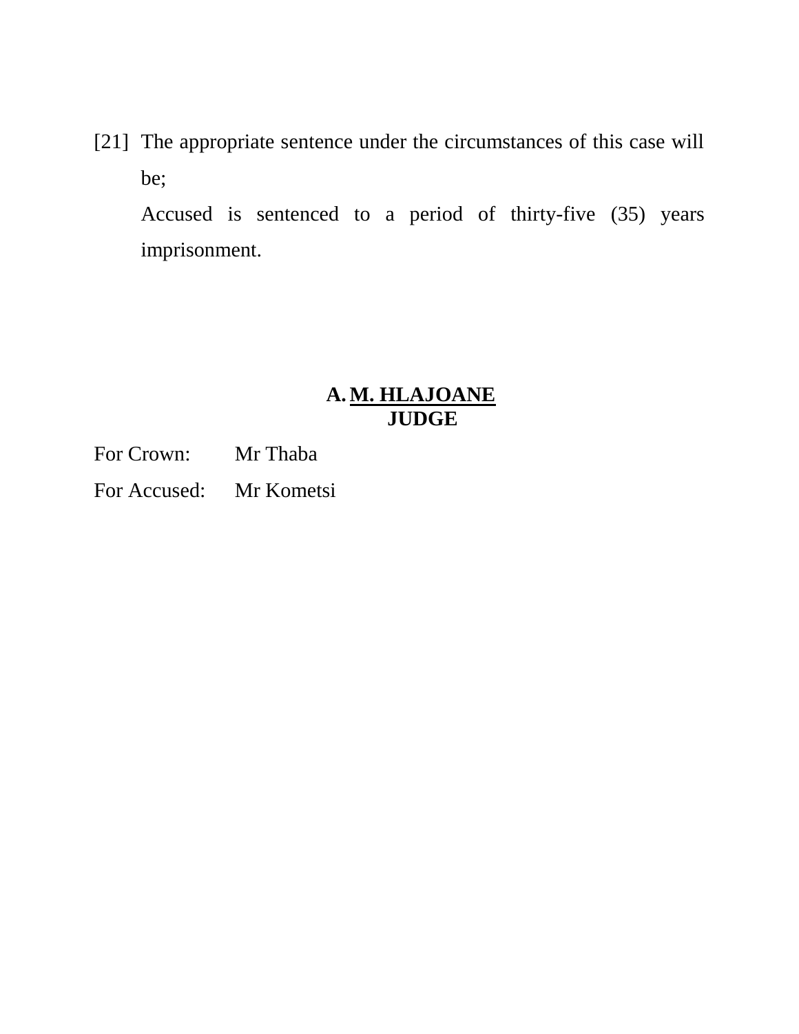[21] The appropriate sentence under the circumstances of this case will be;

Accused is sentenced to a period of thirty-five (35) years imprisonment.

**A. M. HLAJOANE**
**JUDGE**

For Crown: Mr Thaba

For Accused: Mr Kometsi